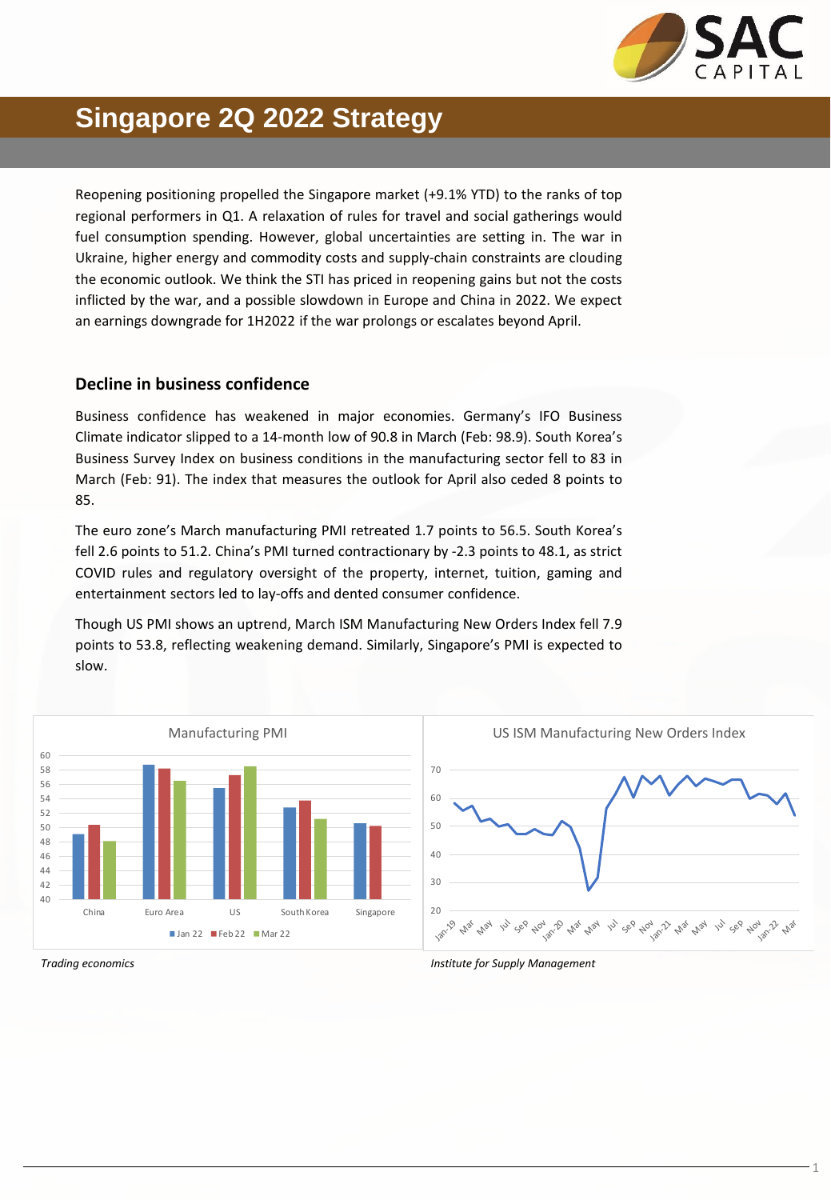# Singapore 2Q 2022 Strategy

Reopening positioning propelled the Singapore market (+9.1% YTD) to the ranks of top regional performers in Q1. A relaxation of rules for travel and social gatherings would fuel consumption spending. However, global uncertainties are setting in. The war in Ukraine, higher energy and commodity costs and supply-chain constraints are clouding the economic outlook. We think the STI has priced in reopening gains but not the costs inflicted by the war, and a possible slowdown in Europe and China in 2022. We expect an earnings downgrade for 1H2022 if the war prolongs or escalates beyond April.

## Decline in business confidence

Business confidence has weakened in major economies. Germany's IFO Business Climate indicator slipped to a 14-month low of 90.8 in March (Feb: 98.9). South Korea's Business Survey Index on business conditions in the manufacturing sector fell to 83 in March (Feb: 91). The index that measures the outlook for April also ceded 8 points to 85.

The euro zone's March manufacturing PMI retreated 1.7 points to 56.5. South Korea's fell 2.6 points to 51.2. China's PMI turned contractionary by -2.3 points to 48.1, as strict COVID rules and regulatory oversight of the property, internet, tuition, gaming and entertainment sectors led to lay-offs and dented consumer confidence.

Though US PMI shows an uptrend, March ISM Manufacturing New Orders Index fell 7.9 points to 53.8, reflecting weakening demand. Similarly, Singapore's PMI is expected to slow.

*Trading economics*

*Institute for Supply Management*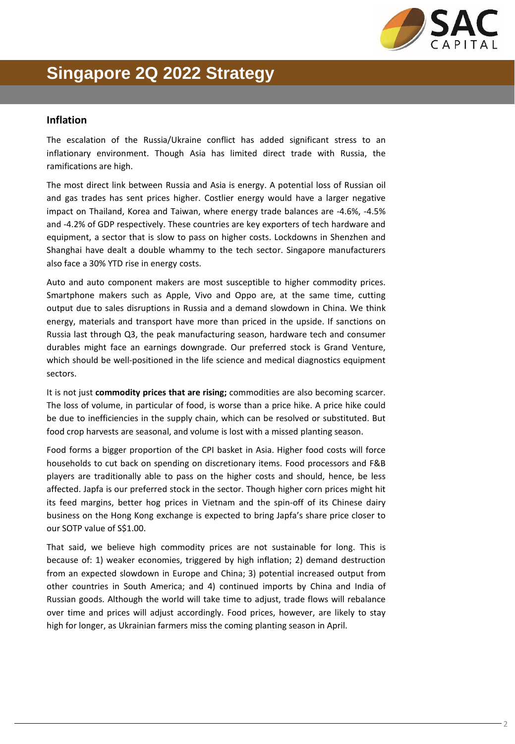# Singapore 2Q 2022 Strategy

## Inflation

The escalation of the Russia/Ukraine conflict has added significant stress to an inflationary environment. Though Asia has limited direct trade with Russia, the ramifications are high.

The most direct link between Russia and Asia is energy. A potential loss of Russian oil and gas trades has sent prices higher. Costlier energy would have a larger negative impact on Thailand, Korea and Taiwan, where energy trade balances are -4.6%, -4.5% and -4.2% of GDP respectively. These countries are key exporters of tech hardware and equipment, a sector that is slow to pass on higher costs. Lockdowns in Shenzhen and Shanghai have dealt a double whammy to the tech sector. Singapore manufacturers also face a 30% YTD rise in energy costs.

Auto and auto component makers are most susceptible to higher commodity prices. Smartphone makers such as Apple, Vivo and Oppo are, at the same time, cutting output due to sales disruptions in Russia and a demand slowdown in China. We think energy, materials and transport have more than priced in the upside. If sanctions on Russia last through Q3, the peak manufacturing season, hardware tech and consumer durables might face an earnings downgrade. Our preferred stock is Grand Venture, which should be well-positioned in the life science and medical diagnostics equipment sectors.

It is not just **commodity prices that are rising;** commodities are also becoming scarcer. The loss of volume, in particular of food, is worse than a price hike. A price hike could be due to inefficiencies in the supply chain, which can be resolved or substituted. But food crop harvests are seasonal, and volume is lost with a missed planting season.

Food forms a bigger proportion of the CPI basket in Asia. Higher food costs will force households to cut back on spending on discretionary items. Food processors and F&B players are traditionally able to pass on the higher costs and should, hence, be less affected. Japfa is our preferred stock in the sector. Though higher corn prices might hit its feed margins, better hog prices in Vietnam and the spin-off of its Chinese dairy business on the Hong Kong exchange is expected to bring Japfa's share price closer to our SOTP value of S$1.00.

That said, we believe high commodity prices are not sustainable for long. This is because of: 1) weaker economies, triggered by high inflation; 2) demand destruction from an expected slowdown in Europe and China; 3) potential increased output from other countries in South America; and 4) continued imports by China and India of Russian goods. Although the world will take time to adjust, trade flows will rebalance over time and prices will adjust accordingly. Food prices, however, are likely to stay high for longer, as Ukrainian farmers miss the coming planting season in April.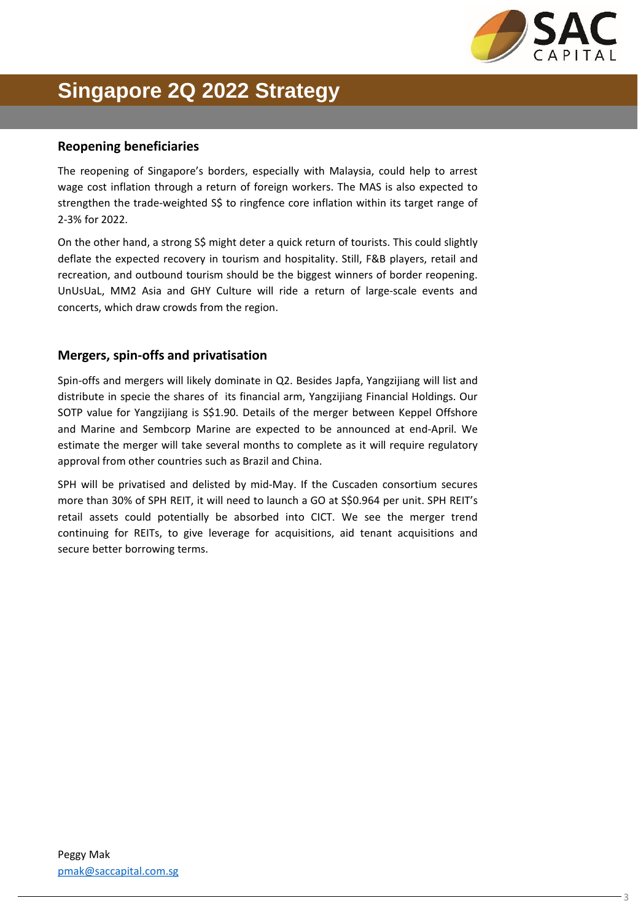# Singapore 2Q 2022 Strategy

## Reopening beneficiaries

The reopening of Singapore's borders, especially with Malaysia, could help to arrest wage cost inflation through a return of foreign workers. The MAS is also expected to strengthen the trade-weighted S$ to ringfence core inflation within its target range of 2-3% for 2022.

On the other hand, a strong S$ might deter a quick return of tourists. This could slightly deflate the expected recovery in tourism and hospitality. Still, F&B players, retail and recreation, and outbound tourism should be the biggest winners of border reopening. UnUsUaL, MM2 Asia and GHY Culture will ride a return of large-scale events and concerts, which draw crowds from the region.

## Mergers, spin-offs and privatisation

Spin-offs and mergers will likely dominate in Q2. Besides Japfa, Yangzijiang will list and distribute in specie the shares of its financial arm, Yangzijiang Financial Holdings. Our SOTP value for Yangzijiang is S$1.90. Details of the merger between Keppel Offshore and Marine and Sembcorp Marine are expected to be announced at end-April. We estimate the merger will take several months to complete as it will require regulatory approval from other countries such as Brazil and China.

SPH will be privatised and delisted by mid-May. If the Cuscaden consortium secures more than 30% of SPH REIT, it will need to launch a GO at S$0.964 per unit. SPH REIT's retail assets could potentially be absorbed into CICT. We see the merger trend continuing for REITs, to give leverage for acquisitions, aid tenant acquisitions and secure better borrowing terms.

Peggy Mak
pmak@saccapital.com.sg